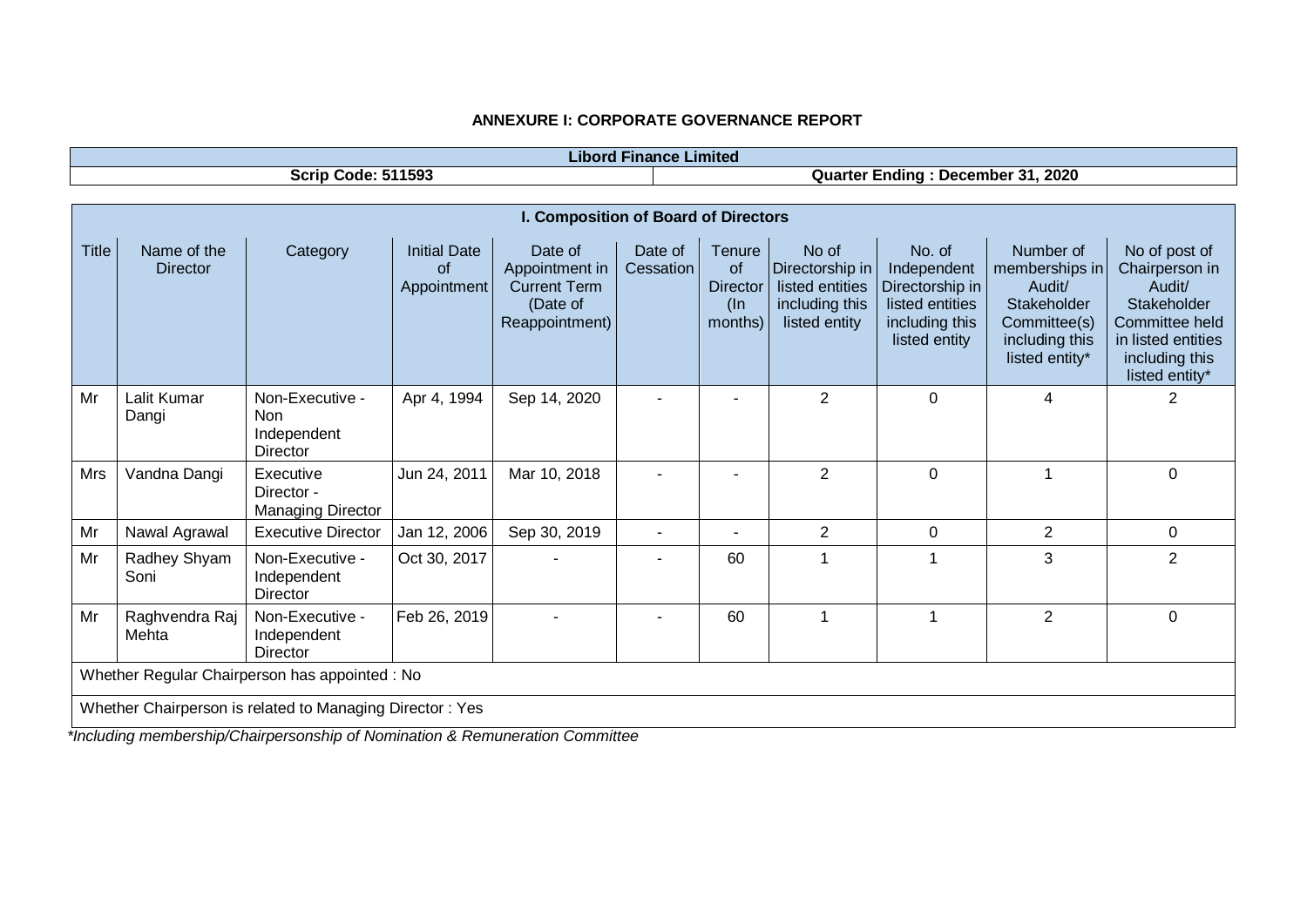# ANNEXURE I: CORPORATE GOVERNANCE REPORT

| Libord Finance Limited | |
|---|---|
| **Scrip Code: 511593** | **Quarter Ending : December 31, 2020** |

## I. Composition of Board of Directors

| Title | Name of the Director | Category | Initial Date of Appointment | Date of Appointment in Current Term (Date of Reappointment) | Date of Cessation | Tenure of Director (In months) | No of Directorship in listed entities including this listed entity | No. of Independent Directorship in listed entities including this listed entity | Number of memberships in Audit/ Stakeholder Committee(s) including this listed entity* | No of post of Chairperson in Audit/ Stakeholder Committee held in listed entities including this listed entity* |
|---|---|---|---|---|---|---|---|---|---|---|
| Mr | Lalit Kumar Dangi | Non-Executive - Non Independent Director | Apr 4, 1994 | Sep 14, 2020 | - | - | 2 | 0 | 4 | 2 |
| Mrs | Vandna Dangi | Executive Director - Managing Director | Jun 24, 2011 | Mar 10, 2018 | - | - | 2 | 0 | 1 | 0 |
| Mr | Nawal Agrawal | Executive Director | Jan 12, 2006 | Sep 30, 2019 | - | - | 2 | 0 | 2 | 0 |
| Mr | Radhey Shyam Soni | Non-Executive - Independent Director | Oct 30, 2017 | - | - | 60 | 1 | 1 | 3 | 2 |
| Mr | Raghvendra Raj Mehta | Non-Executive - Independent Director | Feb 26, 2019 | - | - | 60 | 1 | 1 | 2 | 0 |

Whether Regular Chairperson has appointed : No

Whether Chairperson is related to Managing Director : Yes

*Including membership/Chairpersonship of Nomination & Remuneration Committee*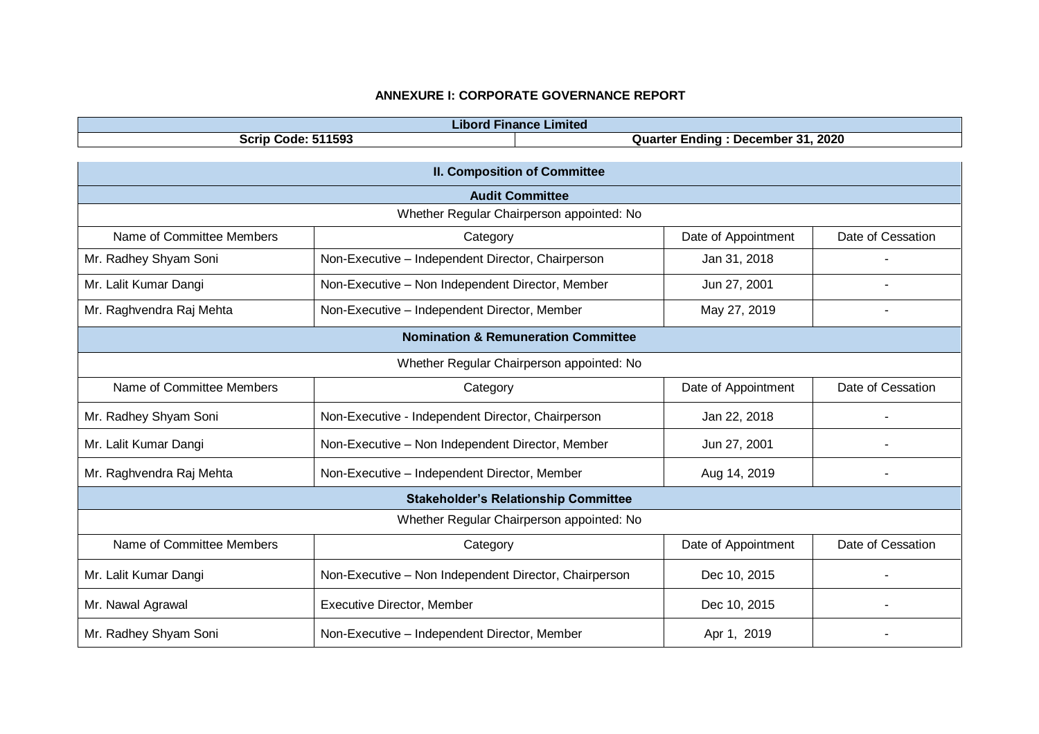**ANNEXURE I: CORPORATE GOVERNANCE REPORT**

| Libord Finance Limited | |
|---|---|
| Scrip Code: 511593 | Quarter Ending : December 31, 2020 |

## II. Composition of Committee

### Audit Committee

Whether Regular Chairperson appointed: No

| Name of Committee Members | Category | Date of Appointment | Date of Cessation |
|---|---|---|---|
| Mr. Radhey Shyam Soni | Non-Executive – Independent Director, Chairperson | Jan 31, 2018 | - |
| Mr. Lalit Kumar Dangi | Non-Executive – Non Independent Director, Member | Jun 27, 2001 | - |
| Mr. Raghvendra Raj Mehta | Non-Executive – Independent Director, Member | May 27, 2019 | - |

### Nomination & Remuneration Committee

Whether Regular Chairperson appointed: No

| Name of Committee Members | Category | Date of Appointment | Date of Cessation |
|---|---|---|---|
| Mr. Radhey Shyam Soni | Non-Executive - Independent Director, Chairperson | Jan 22, 2018 | - |
| Mr. Lalit Kumar Dangi | Non-Executive – Non Independent Director, Member | Jun 27, 2001 | - |
| Mr. Raghvendra Raj Mehta | Non-Executive – Independent Director, Member | Aug 14, 2019 | - |

### Stakeholder's Relationship Committee

Whether Regular Chairperson appointed: No

| Name of Committee Members | Category | Date of Appointment | Date of Cessation |
|---|---|---|---|
| Mr. Lalit Kumar Dangi | Non-Executive – Non Independent Director, Chairperson | Dec 10, 2015 | - |
| Mr. Nawal Agrawal | Executive Director, Member | Dec 10, 2015 | - |
| Mr. Radhey Shyam Soni | Non-Executive – Independent Director, Member | Apr 1, 2019 | - |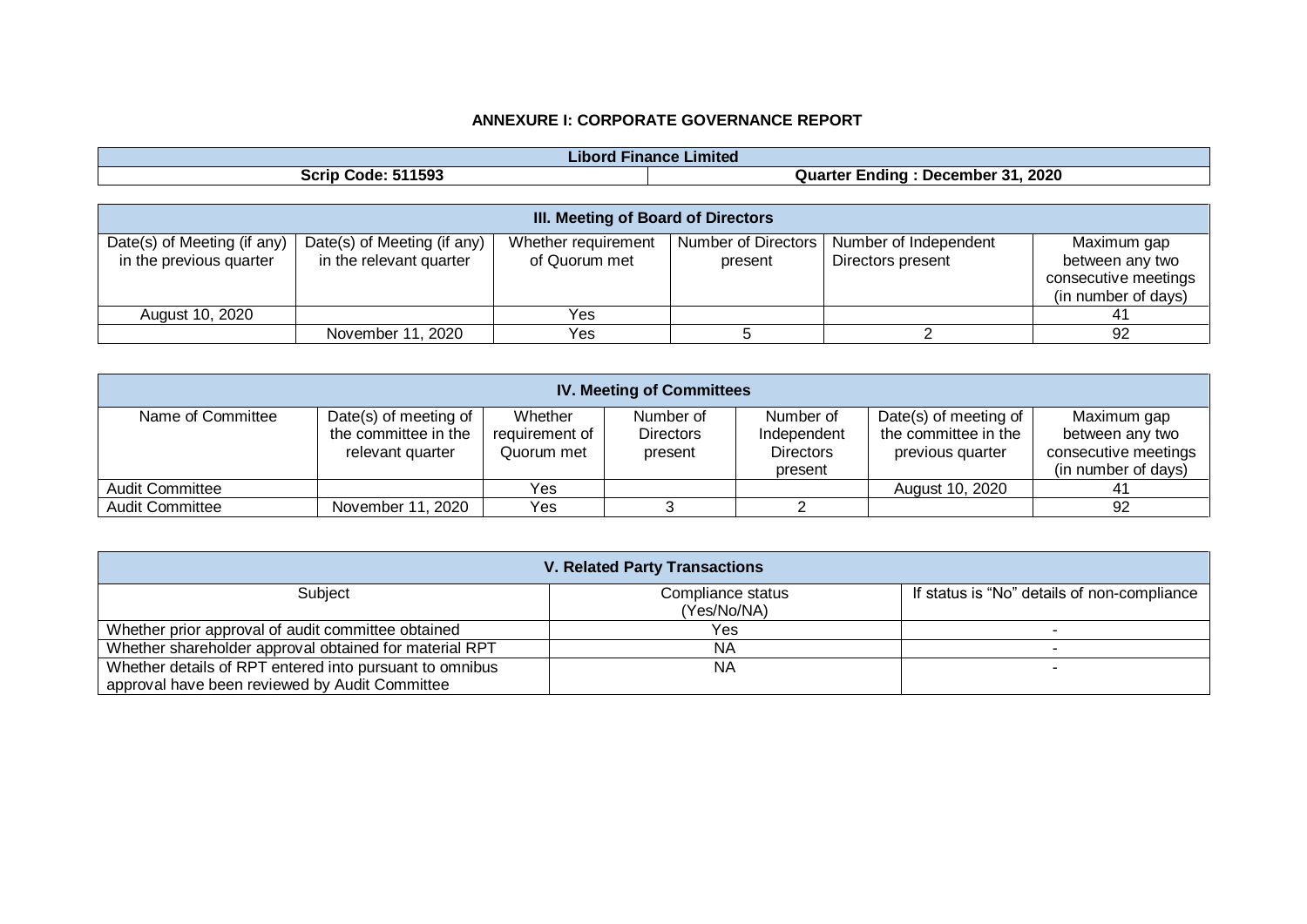**ANNEXURE I: CORPORATE GOVERNANCE REPORT**

| Libord Finance Limited | |
|---|---|
| **Scrip Code: 511593** | **Quarter Ending : December 31, 2020** |

| III. Meeting of Board of Directors | | | | | |
|---|---|---|---|---|---|
| Date(s) of Meeting (if any) in the previous quarter | Date(s) of Meeting (if any) in the relevant quarter | Whether requirement of Quorum met | Number of Directors present | Number of Independent Directors present | Maximum gap between any two consecutive meetings (in number of days) |
| August 10, 2020 | | Yes | | | 41 |
| | November 11, 2020 | Yes | 5 | 2 | 92 |

| IV. Meeting of Committees | | | | | | |
|---|---|---|---|---|---|---|
| Name of Committee | Date(s) of meeting of the committee in the relevant quarter | Whether requirement of Quorum met | Number of Directors present | Number of Independent Directors present | Date(s) of meeting of the committee in the previous quarter | Maximum gap between any two consecutive meetings (in number of days) |
| Audit Committee | | Yes | | | August 10, 2020 | 41 |
| Audit Committee | November 11, 2020 | Yes | 3 | 2 | | 92 |

| V. Related Party Transactions | | |
|---|---|---|
| Subject | Compliance status (Yes/No/NA) | If status is "No" details of non-compliance |
| Whether prior approval of audit committee obtained | Yes | - |
| Whether shareholder approval obtained for material RPT | NA | - |
| Whether details of RPT entered into pursuant to omnibus approval have been reviewed by Audit Committee | NA | - |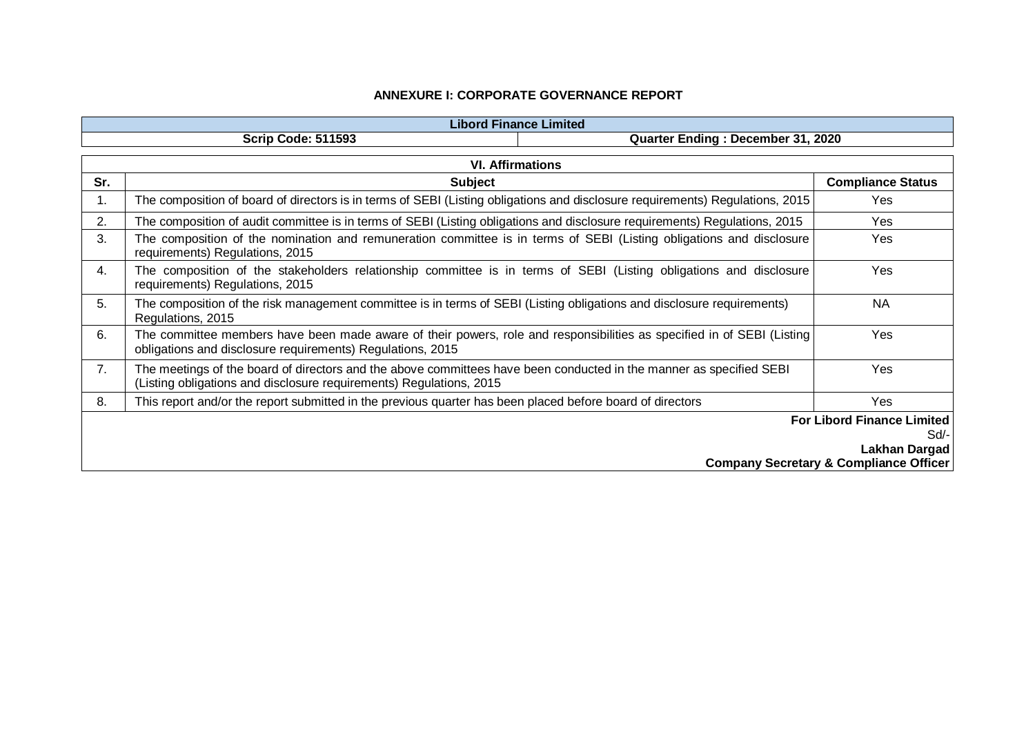**ANNEXURE I: CORPORATE GOVERNANCE REPORT**

| Libord Finance Limited | |
|---|---|
| **Scrip Code: 511593** | **Quarter Ending : December 31, 2020** |

**VI. Affirmations**

| Sr. | Subject | Compliance Status |
|---|---|---|
| 1. | The composition of board of directors is in terms of SEBI (Listing obligations and disclosure requirements) Regulations, 2015 | Yes |
| 2. | The composition of audit committee is in terms of SEBI (Listing obligations and disclosure requirements) Regulations, 2015 | Yes |
| 3. | The composition of the nomination and remuneration committee is in terms of SEBI (Listing obligations and disclosure requirements) Regulations, 2015 | Yes |
| 4. | The composition of the stakeholders relationship committee is in terms of SEBI (Listing obligations and disclosure requirements) Regulations, 2015 | Yes |
| 5. | The composition of the risk management committee is in terms of SEBI (Listing obligations and disclosure requirements) Regulations, 2015 | NA |
| 6. | The committee members have been made aware of their powers, role and responsibilities as specified in of SEBI (Listing obligations and disclosure requirements) Regulations, 2015 | Yes |
| 7. | The meetings of the board of directors and the above committees have been conducted in the manner as specified SEBI (Listing obligations and disclosure requirements) Regulations, 2015 | Yes |
| 8. | This report and/or the report submitted in the previous quarter has been placed before board of directors | Yes |

**For Libord Finance Limited**

Sd/-

**Lakhan Dargad**

**Company Secretary & Compliance Officer**